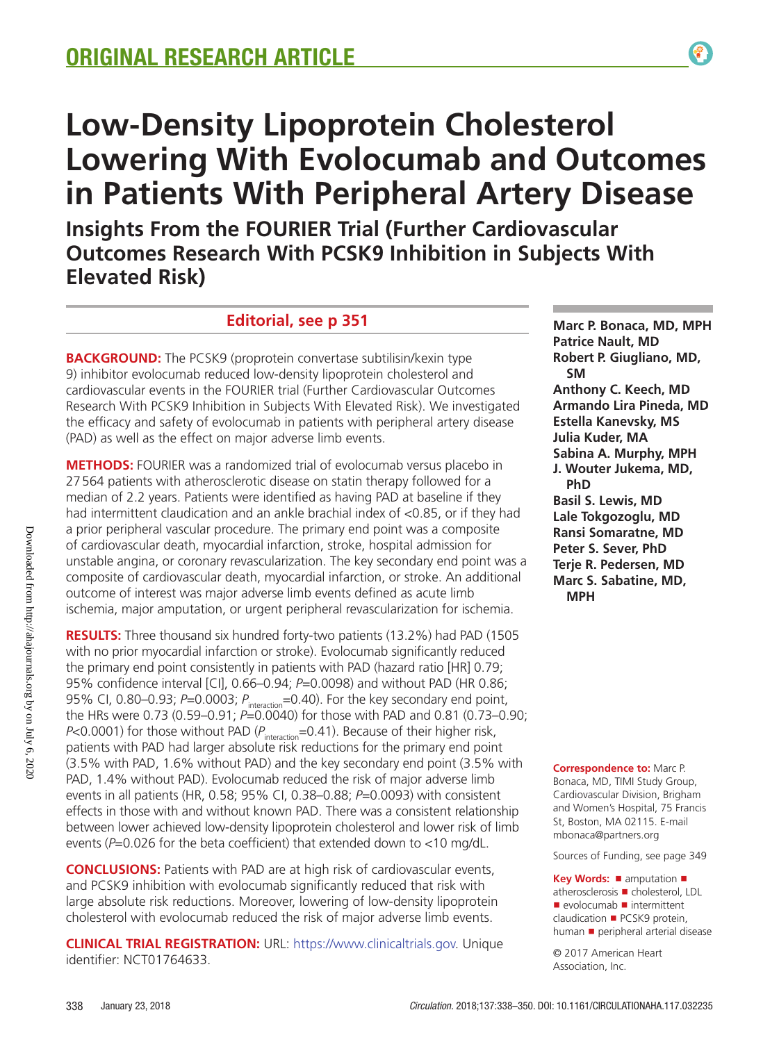ORIGINAL RESEARCH ARTICLE

# Low-Density Lipoprotein Cholesterol Lowering With Evolocumab and Outcomes in Patients With Peripheral Artery Disease

## Insights From the FOURIER Trial (Further Cardiovascular Outcomes Research With PCSK9 Inhibition in Subjects With Elevated Risk)

**Editorial, see p 351**

**Marc P. Bonaca, MD, MPH**
**Patrice Nault, MD**
**Robert P. Giugliano, MD, SM**
**Anthony C. Keech, MD**
**Armando Lira Pineda, MD**
**Estella Kanevsky, MS**
**Julia Kuder, MA**
**Sabina A. Murphy, MPH**
**J. Wouter Jukema, MD, PhD**
**Basil S. Lewis, MD**
**Lale Tokgozoglu, MD**
**Ransi Somaratne, MD**
**Peter S. Sever, PhD**
**Terje R. Pedersen, MD**
**Marc S. Sabatine, MD, MPH**

**BACKGROUND:** The PCSK9 (proprotein convertase subtilisin/kexin type 9) inhibitor evolocumab reduced low-density lipoprotein cholesterol and cardiovascular events in the FOURIER trial (Further Cardiovascular Outcomes Research With PCSK9 Inhibition in Subjects With Elevated Risk). We investigated the efficacy and safety of evolocumab in patients with peripheral artery disease (PAD) as well as the effect on major adverse limb events.

**METHODS:** FOURIER was a randomized trial of evolocumab versus placebo in 27 564 patients with atherosclerotic disease on statin therapy followed for a median of 2.2 years. Patients were identified as having PAD at baseline if they had intermittent claudication and an ankle brachial index of <0.85, or if they had a prior peripheral vascular procedure. The primary end point was a composite of cardiovascular death, myocardial infarction, stroke, hospital admission for unstable angina, or coronary revascularization. The key secondary end point was a composite of cardiovascular death, myocardial infarction, or stroke. An additional outcome of interest was major adverse limb events defined as acute limb ischemia, major amputation, or urgent peripheral revascularization for ischemia.

**RESULTS:** Three thousand six hundred forty-two patients (13.2%) had PAD (1505 with no prior myocardial infarction or stroke). Evolocumab significantly reduced the primary end point consistently in patients with PAD (hazard ratio [HR] 0.79; 95% confidence interval [CI], 0.66–0.94; $P$=0.0098) and without PAD (HR 0.86; 95% CI, 0.80–0.93; $P$=0.0003; $P_{interaction}$=0.40). For the key secondary end point, the HRs were 0.73 (0.59–0.91; $P$=0.0040) for those with PAD and 0.81 (0.73–0.90; $P$<0.0001) for those without PAD ($P_{interaction}$=0.41). Because of their higher risk, patients with PAD had larger absolute risk reductions for the primary end point (3.5% with PAD, 1.6% without PAD) and the key secondary end point (3.5% with PAD, 1.4% without PAD). Evolocumab reduced the risk of major adverse limb events in all patients (HR, 0.58; 95% CI, 0.38–0.88; $P$=0.0093) with consistent effects in those with and without known PAD. There was a consistent relationship between lower achieved low-density lipoprotein cholesterol and lower risk of limb events ($P$=0.026 for the beta coefficient) that extended down to <10 mg/dL.

**CONCLUSIONS:** Patients with PAD are at high risk of cardiovascular events, and PCSK9 inhibition with evolocumab significantly reduced that risk with large absolute risk reductions. Moreover, lowering of low-density lipoprotein cholesterol with evolocumab reduced the risk of major adverse limb events.

**CLINICAL TRIAL REGISTRATION:** URL: https://www.clinicaltrials.gov. Unique identifier: NCT01764633.

**Correspondence to:** Marc P. Bonaca, MD, TIMI Study Group, Cardiovascular Division, Brigham and Women's Hospital, 75 Francis St, Boston, MA 02115. E-mail mbonaca@partners.org

Sources of Funding, see page 349

**Key Words:** ■ amputation ■ atherosclerosis ■ cholesterol, LDL ■ evolocumab ■ intermittent claudication ■ PCSK9 protein, human ■ peripheral arterial disease

© 2017 American Heart Association, Inc.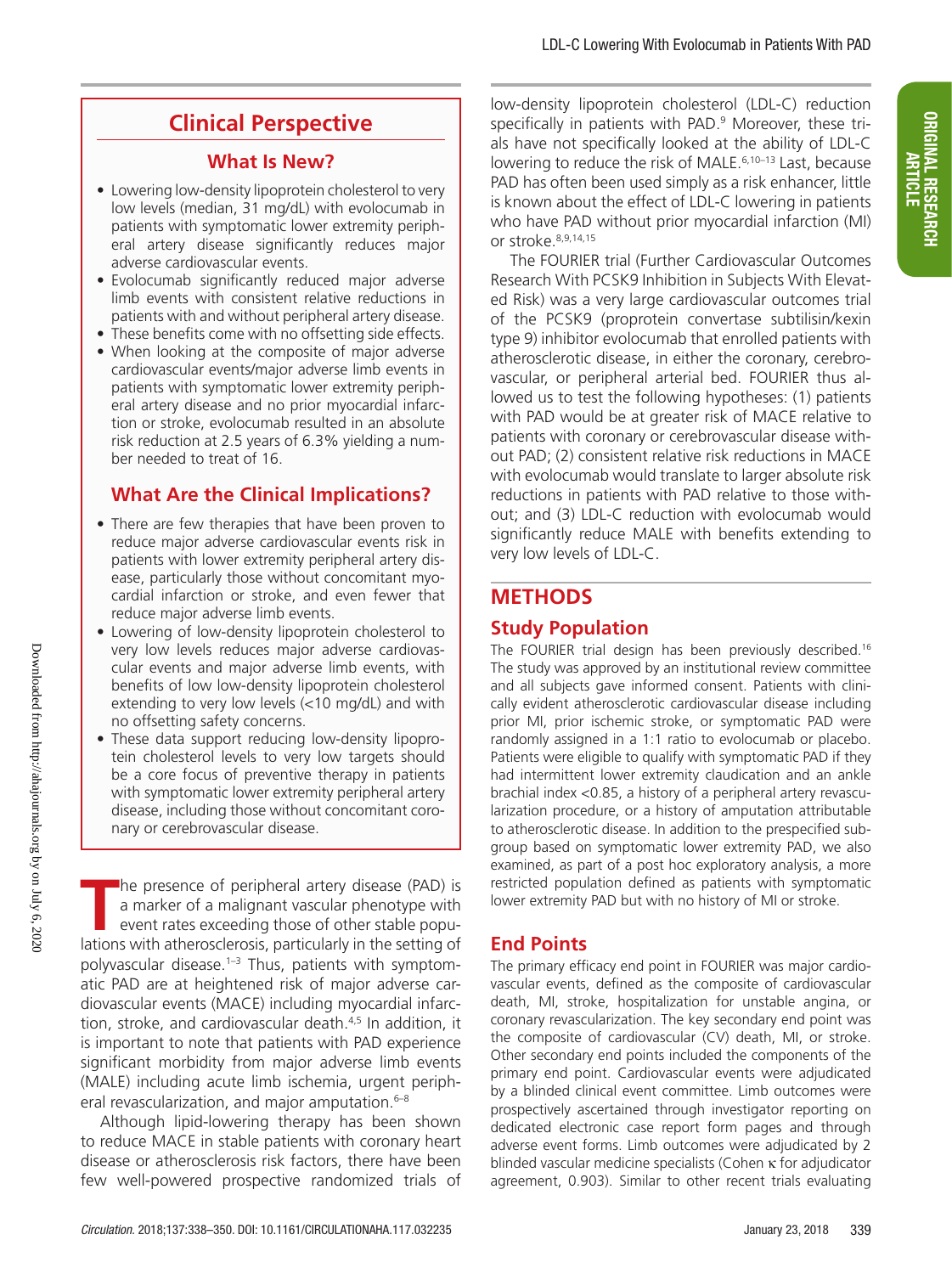## Clinical Perspective

### What Is New?

- Lowering low-density lipoprotein cholesterol to very low levels (median, 31 mg/dL) with evolocumab in patients with symptomatic lower extremity peripheral artery disease significantly reduces major adverse cardiovascular events.
- Evolocumab significantly reduced major adverse limb events with consistent relative reductions in patients with and without peripheral artery disease.
- These benefits come with no offsetting side effects.
- When looking at the composite of major adverse cardiovascular events/major adverse limb events in patients with symptomatic lower extremity peripheral artery disease and no prior myocardial infarction or stroke, evolocumab resulted in an absolute risk reduction at 2.5 years of 6.3% yielding a number needed to treat of 16.

### What Are the Clinical Implications?

- There are few therapies that have been proven to reduce major adverse cardiovascular events risk in patients with lower extremity peripheral artery disease, particularly those without concomitant myocardial infarction or stroke, and even fewer that reduce major adverse limb events.
- Lowering of low-density lipoprotein cholesterol to very low levels reduces major adverse cardiovascular events and major adverse limb events, with benefits of low low-density lipoprotein cholesterol extending to very low levels (<10 mg/dL) and with no offsetting safety concerns.
- These data support reducing low-density lipoprotein cholesterol levels to very low targets should be a core focus of preventive therapy in patients with symptomatic lower extremity peripheral artery disease, including those without concomitant coronary or cerebrovascular disease.

The presence of peripheral artery disease (PAD) is a marker of a malignant vascular phenotype with event rates exceeding those of other stable populations with atherosclerosis, particularly in the setting of polyvascular disease.[1–3] Thus, patients with symptomatic PAD are at heightened risk of major adverse cardiovascular events (MACE) including myocardial infarction, stroke, and cardiovascular death.[4,5] In addition, it is important to note that patients with PAD experience significant morbidity from major adverse limb events (MALE) including acute limb ischemia, urgent peripheral revascularization, and major amputation.[6–8]

Although lipid-lowering therapy has been shown to reduce MACE in stable patients with coronary heart disease or atherosclerosis risk factors, there have been few well-powered prospective randomized trials of low-density lipoprotein cholesterol (LDL-C) reduction specifically in patients with PAD.[9] Moreover, these trials have not specifically looked at the ability of LDL-C lowering to reduce the risk of MALE.[6,10–13] Last, because PAD has often been used simply as a risk enhancer, little is known about the effect of LDL-C lowering in patients who have PAD without prior myocardial infarction (MI) or stroke.[8,9,14,15]

The FOURIER trial (Further Cardiovascular Outcomes Research With PCSK9 Inhibition in Subjects With Elevated Risk) was a very large cardiovascular outcomes trial of the PCSK9 (proprotein convertase subtilisin/kexin type 9) inhibitor evolocumab that enrolled patients with atherosclerotic disease, in either the coronary, cerebrovascular, or peripheral arterial bed. FOURIER thus allowed us to test the following hypotheses: (1) patients with PAD would be at greater risk of MACE relative to patients with coronary or cerebrovascular disease without PAD; (2) consistent relative risk reductions in MACE with evolocumab would translate to larger absolute risk reductions in patients with PAD relative to those without; and (3) LDL-C reduction with evolocumab would significantly reduce MALE with benefits extending to very low levels of LDL-C.

## METHODS

### Study Population

The FOURIER trial design has been previously described.[16] The study was approved by an institutional review committee and all subjects gave informed consent. Patients with clinically evident atherosclerotic cardiovascular disease including prior MI, prior ischemic stroke, or symptomatic PAD were randomly assigned in a 1:1 ratio to evolocumab or placebo. Patients were eligible to qualify with symptomatic PAD if they had intermittent lower extremity claudication and an ankle brachial index <0.85, a history of a peripheral artery revascularization procedure, or a history of amputation attributable to atherosclerotic disease. In addition to the prespecified subgroup based on symptomatic lower extremity PAD, we also examined, as part of a post hoc exploratory analysis, a more restricted population defined as patients with symptomatic lower extremity PAD but with no history of MI or stroke.

### End Points

The primary efficacy end point in FOURIER was major cardiovascular events, defined as the composite of cardiovascular death, MI, stroke, hospitalization for unstable angina, or coronary revascularization. The key secondary end point was the composite of cardiovascular (CV) death, MI, or stroke. Other secondary end points included the components of the primary end point. Cardiovascular events were adjudicated by a blinded clinical event committee. Limb outcomes were prospectively ascertained through investigator reporting on dedicated electronic case report form pages and through adverse event forms. Limb outcomes were adjudicated by 2 blinded vascular medicine specialists (Cohen $\kappa$ for adjudicator agreement, 0.903). Similar to other recent trials evaluating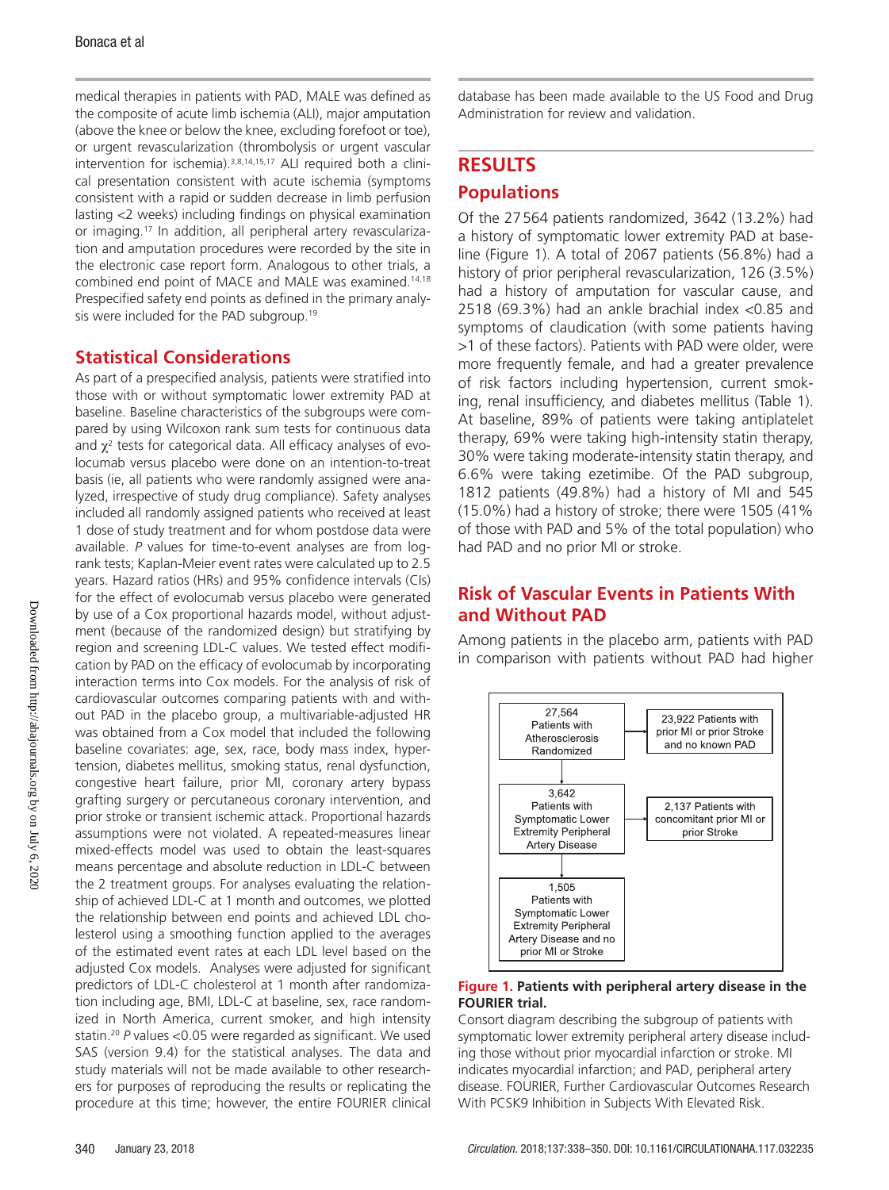medical therapies in patients with PAD, MALE was defined as the composite of acute limb ischemia (ALI), major amputation (above the knee or below the knee, excluding forefoot or toe), or urgent revascularization (thrombolysis or urgent vascular intervention for ischemia).[3,8,14,15,17] ALI required both a clinical presentation consistent with acute ischemia (symptoms consistent with a rapid or sudden decrease in limb perfusion lasting <2 weeks) including findings on physical examination or imaging.[17] In addition, all peripheral artery revascularization and amputation procedures were recorded by the site in the electronic case report form. Analogous to other trials, a combined end point of MACE and MALE was examined.[14,18] Prespecified safety end points as defined in the primary analysis were included for the PAD subgroup.[19]

## Statistical Considerations

As part of a prespecified analysis, patients were stratified into those with or without symptomatic lower extremity PAD at baseline. Baseline characteristics of the subgroups were compared by using Wilcoxon rank sum tests for continuous data and $\chi^2$ tests for categorical data. All efficacy analyses of evolocumab versus placebo were done on an intention-to-treat basis (ie, all patients who were randomly assigned were analyzed, irrespective of study drug compliance). Safety analyses included all randomly assigned patients who received at least 1 dose of study treatment and for whom postdose data were available. *P* values for time-to-event analyses are from log-rank tests; Kaplan-Meier event rates were calculated up to 2.5 years. Hazard ratios (HRs) and 95% confidence intervals (CIs) for the effect of evolocumab versus placebo were generated by use of a Cox proportional hazards model, without adjustment (because of the randomized design) but stratifying by region and screening LDL-C values. We tested effect modification by PAD on the efficacy of evolocumab by incorporating interaction terms into Cox models. For the analysis of risk of cardiovascular outcomes comparing patients with and without PAD in the placebo group, a multivariable-adjusted HR was obtained from a Cox model that included the following baseline covariates: age, sex, race, body mass index, hypertension, diabetes mellitus, smoking status, renal dysfunction, congestive heart failure, prior MI, coronary artery bypass grafting surgery or percutaneous coronary intervention, and prior stroke or transient ischemic attack. Proportional hazards assumptions were not violated. A repeated-measures linear mixed-effects model was used to obtain the least-squares means percentage and absolute reduction in LDL-C between the 2 treatment groups. For analyses evaluating the relationship of achieved LDL-C at 1 month and outcomes, we plotted the relationship between end points and achieved LDL cholesterol using a smoothing function applied to the averages of the estimated event rates at each LDL level based on the adjusted Cox models. Analyses were adjusted for significant predictors of LDL-C cholesterol at 1 month after randomization including age, BMI, LDL-C at baseline, sex, race randomized in North America, current smoker, and high intensity statin.[20] *P* values <0.05 were regarded as significant. We used SAS (version 9.4) for the statistical analyses. The data and study materials will not be made available to other researchers for purposes of reproducing the results or replicating the procedure at this time; however, the entire FOURIER clinical database has been made available to the US Food and Drug Administration for review and validation.

# RESULTS

## Populations

Of the 27 564 patients randomized, 3642 (13.2%) had a history of symptomatic lower extremity PAD at baseline (Figure 1). A total of 2067 patients (56.8%) had a history of prior peripheral revascularization, 126 (3.5%) had a history of amputation for vascular cause, and 2518 (69.3%) had an ankle brachial index <0.85 and symptoms of claudication (with some patients having >1 of these factors). Patients with PAD were older, were more frequently female, and had a greater prevalence of risk factors including hypertension, current smoking, renal insufficiency, and diabetes mellitus (Table 1). At baseline, 89% of patients were taking antiplatelet therapy, 69% were taking high-intensity statin therapy, 30% were taking moderate-intensity statin therapy, and 6.6% were taking ezetimibe. Of the PAD subgroup, 1812 patients (49.8%) had a history of MI and 545 (15.0%) had a history of stroke; there were 1505 (41% of those with PAD and 5% of the total population) who had PAD and no prior MI or stroke.

## Risk of Vascular Events in Patients With and Without PAD

Among patients in the placebo arm, patients with PAD in comparison with patients without PAD had higher

27,564 Patients with Atherosclerosis Randomized → 23,922 Patients with prior MI or prior Stroke and no known PAD

3,642 Patients with Symptomatic Lower Extremity Peripheral Artery Disease → 2,137 Patients with concomitant prior MI or prior Stroke

1,505 Patients with Symptomatic Lower Extremity Peripheral Artery Disease and no prior MI or Stroke

**Figure 1. Patients with peripheral artery disease in the FOURIER trial.**
Consort diagram describing the subgroup of patients with symptomatic lower extremity peripheral artery disease including those without prior myocardial infarction or stroke. MI indicates myocardial infarction; and PAD, peripheral artery disease. FOURIER, Further Cardiovascular Outcomes Research With PCSK9 Inhibition in Subjects With Elevated Risk.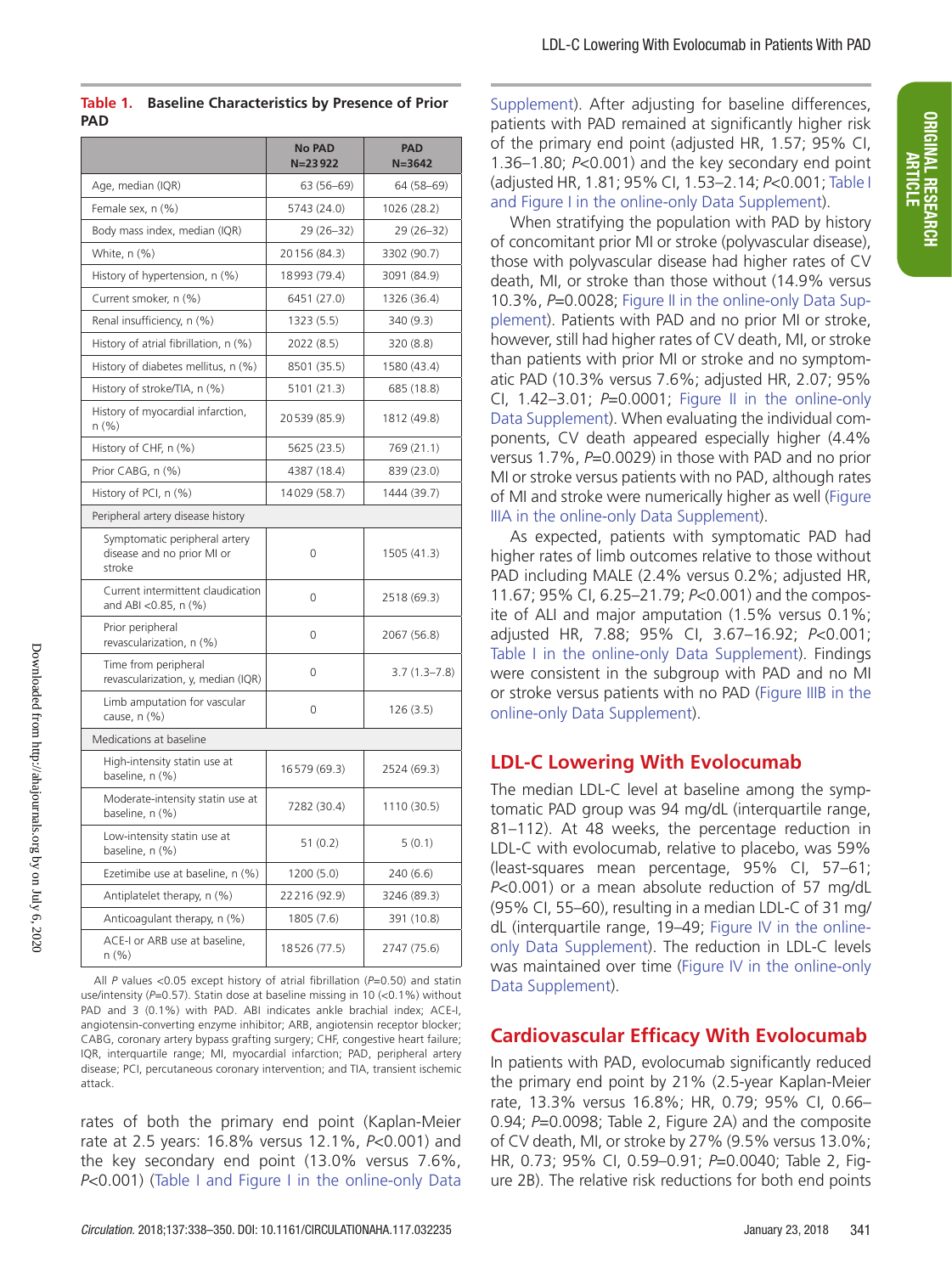**Table 1. Baseline Characteristics by Presence of Prior PAD**

| | No PAD N=23 922 | PAD N=3642 |
|---|---|---|
| Age, median (IQR) | 63 (56–69) | 64 (58–69) |
| Female sex, n (%) | 5743 (24.0) | 1026 (28.2) |
| Body mass index, median (IQR) | 29 (26–32) | 29 (26–32) |
| White, n (%) | 20 156 (84.3) | 3302 (90.7) |
| History of hypertension, n (%) | 18 993 (79.4) | 3091 (84.9) |
| Current smoker, n (%) | 6451 (27.0) | 1326 (36.4) |
| Renal insufficiency, n (%) | 1323 (5.5) | 340 (9.3) |
| History of atrial fibrillation, n (%) | 2022 (8.5) | 320 (8.8) |
| History of diabetes mellitus, n (%) | 8501 (35.5) | 1580 (43.4) |
| History of stroke/TIA, n (%) | 5101 (21.3) | 685 (18.8) |
| History of myocardial infarction, n (%) | 20 539 (85.9) | 1812 (49.8) |
| History of CHF, n (%) | 5625 (23.5) | 769 (21.1) |
| Prior CABG, n (%) | 4387 (18.4) | 839 (23.0) |
| History of PCI, n (%) | 14 029 (58.7) | 1444 (39.7) |
| Peripheral artery disease history | | |
| Symptomatic peripheral artery disease and no prior MI or stroke | 0 | 1505 (41.3) |
| Current intermittent claudication and ABI <0.85, n (%) | 0 | 2518 (69.3) |
| Prior peripheral revascularization, n (%) | 0 | 2067 (56.8) |
| Time from peripheral revascularization, y, median (IQR) | 0 | 3.7 (1.3–7.8) |
| Limb amputation for vascular cause, n (%) | 0 | 126 (3.5) |
| Medications at baseline | | |
| High-intensity statin use at baseline, n (%) | 16 579 (69.3) | 2524 (69.3) |
| Moderate-intensity statin use at baseline, n (%) | 7282 (30.4) | 1110 (30.5) |
| Low-intensity statin use at baseline, n (%) | 51 (0.2) | 5 (0.1) |
| Ezetimibe use at baseline, n (%) | 1200 (5.0) | 240 (6.6) |
| Antiplatelet therapy, n (%) | 22 216 (92.9) | 3246 (89.3) |
| Anticoagulant therapy, n (%) | 1805 (7.6) | 391 (10.8) |
| ACE-I or ARB use at baseline, n (%) | 18 526 (77.5) | 2747 (75.6) |

All $P$ values <0.05 except history of atrial fibrillation ($P$=0.50) and statin use/intensity ($P$=0.57). Statin dose at baseline missing in 10 (<0.1%) without PAD and 3 (0.1%) with PAD. ABI indicates ankle brachial index; ACE-I, angiotensin-converting enzyme inhibitor; ARB, angiotensin receptor blocker; CABG, coronary artery bypass grafting surgery; CHF, congestive heart failure; IQR, interquartile range; MI, myocardial infarction; PAD, peripheral artery disease; PCI, percutaneous coronary intervention; and TIA, transient ischemic attack.

rates of both the primary end point (Kaplan-Meier rate at 2.5 years: 16.8% versus 12.1%, $P$<0.001) and the key secondary end point (13.0% versus 7.6%, $P$<0.001) (Table I and Figure I in the online-only Data Supplement). After adjusting for baseline differences, patients with PAD remained at significantly higher risk of the primary end point (adjusted HR, 1.57; 95% CI, 1.36–1.80; $P$<0.001) and the key secondary end point (adjusted HR, 1.81; 95% CI, 1.53–2.14; $P$<0.001; Table I and Figure I in the online-only Data Supplement).

When stratifying the population with PAD by history of concomitant prior MI or stroke (polyvascular disease), those with polyvascular disease had higher rates of CV death, MI, or stroke than those without (14.9% versus 10.3%, $P$=0.0028; Figure II in the online-only Data Supplement). Patients with PAD and no prior MI or stroke, however, still had higher rates of CV death, MI, or stroke than patients with prior MI or stroke and no symptomatic PAD (10.3% versus 7.6%; adjusted HR, 2.07; 95% CI, 1.42–3.01; $P$=0.0001; Figure II in the online-only Data Supplement). When evaluating the individual components, CV death appeared especially higher (4.4% versus 1.7%, $P$=0.0029) in those with PAD and no prior MI or stroke versus patients with no PAD, although rates of MI and stroke were numerically higher as well (Figure IIIA in the online-only Data Supplement).

As expected, patients with symptomatic PAD had higher rates of limb outcomes relative to those without PAD including MALE (2.4% versus 0.2%; adjusted HR, 11.67; 95% CI, 6.25–21.79; $P$<0.001) and the composite of ALI and major amputation (1.5% versus 0.1%; adjusted HR, 7.88; 95% CI, 3.67–16.92; $P$<0.001; Table I in the online-only Data Supplement). Findings were consistent in the subgroup with PAD and no MI or stroke versus patients with no PAD (Figure IIIB in the online-only Data Supplement).

## LDL-C Lowering With Evolocumab

The median LDL-C level at baseline among the symptomatic PAD group was 94 mg/dL (interquartile range, 81–112). At 48 weeks, the percentage reduction in LDL-C with evolocumab, relative to placebo, was 59% (least-squares mean percentage, 95% CI, 57–61; $P$<0.001) or a mean absolute reduction of 57 mg/dL (95% CI, 55–60), resulting in a median LDL-C of 31 mg/dL (interquartile range, 19–49; Figure IV in the online-only Data Supplement). The reduction in LDL-C levels was maintained over time (Figure IV in the online-only Data Supplement).

## Cardiovascular Efficacy With Evolocumab

In patients with PAD, evolocumab significantly reduced the primary end point by 21% (2.5-year Kaplan-Meier rate, 13.3% versus 16.8%; HR, 0.79; 95% CI, 0.66–0.94; $P$=0.0098; Table 2, Figure 2A) and the composite of CV death, MI, or stroke by 27% (9.5% versus 13.0%; HR, 0.73; 95% CI, 0.59–0.91; $P$=0.0040; Table 2, Figure 2B). The relative risk reductions for both end points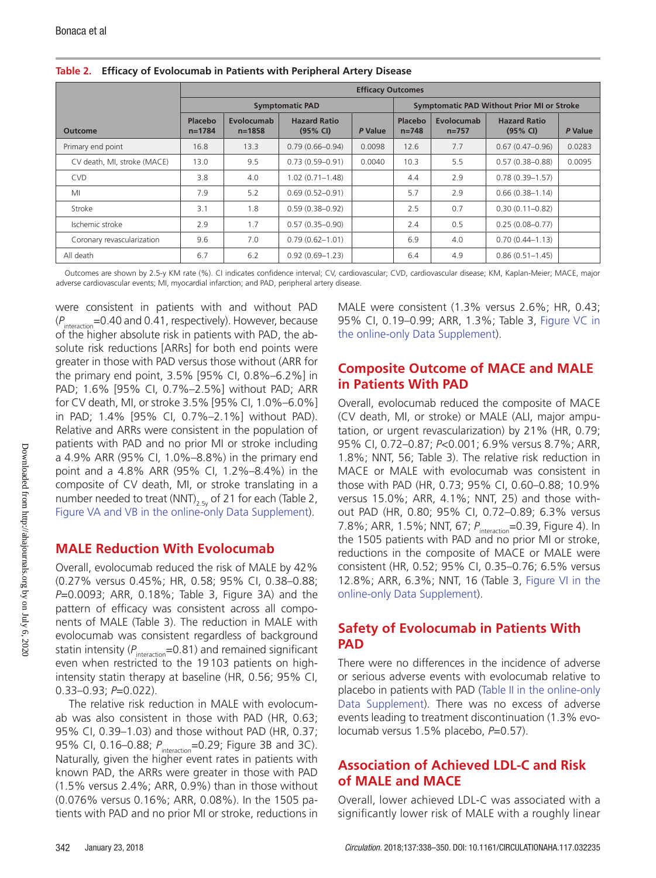**Table 2. Efficacy of Evolocumab in Patients with Peripheral Artery Disease**

| Outcome | Efficacy Outcomes | | | | | | | |
|---|---|---|---|---|---|---|---|---|
| | Symptomatic PAD | | | | Symptomatic PAD Without Prior MI or Stroke | | | |
| | Placebo n=1784 | Evolocumab n=1858 | Hazard Ratio (95% CI) | *P* Value | Placebo n=748 | Evolocumab n=757 | Hazard Ratio (95% CI) | *P* Value |
| Primary end point | 16.8 | 13.3 | 0.79 (0.66–0.94) | 0.0098 | 12.6 | 7.7 | 0.67 (0.47–0.96) | 0.0283 |
| CV death, MI, stroke (MACE) | 13.0 | 9.5 | 0.73 (0.59–0.91) | 0.0040 | 10.3 | 5.5 | 0.57 (0.38–0.88) | 0.0095 |
| CVD | 3.8 | 4.0 | 1.02 (0.71–1.48) | | 4.4 | 2.9 | 0.78 (0.39–1.57) | |
| MI | 7.9 | 5.2 | 0.69 (0.52–0.91) | | 5.7 | 2.9 | 0.66 (0.38–1.14) | |
| Stroke | 3.1 | 1.8 | 0.59 (0.38–0.92) | | 2.5 | 0.7 | 0.30 (0.11–0.82) | |
| Ischemic stroke | 2.9 | 1.7 | 0.57 (0.35–0.90) | | 2.4 | 0.5 | 0.25 (0.08–0.77) | |
| Coronary revascularization | 9.6 | 7.0 | 0.79 (0.62–1.01) | | 6.9 | 4.0 | 0.70 (0.44–1.13) | |
| All death | 6.7 | 6.2 | 0.92 (0.69–1.23) | | 6.4 | 4.9 | 0.86 (0.51–1.45) | |

Outcomes are shown by 2.5-y KM rate (%). CI indicates confidence interval; CV, cardiovascular; CVD, cardiovascular disease; KM, Kaplan-Meier; MACE, major adverse cardiovascular events; MI, myocardial infarction; and PAD, peripheral artery disease.

were consistent in patients with and without PAD ($P_{interaction}$=0.40 and 0.41, respectively). However, because of the higher absolute risk in patients with PAD, the absolute risk reductions [ARRs] for both end points were greater in those with PAD versus those without (ARR for the primary end point, 3.5% [95% CI, 0.8%–6.2%] in PAD; 1.6% [95% CI, 0.7%–2.5%] without PAD; ARR for CV death, MI, or stroke 3.5% [95% CI, 1.0%–6.0%] in PAD; 1.4% [95% CI, 0.7%–2.1%] without PAD). Relative and ARRs were consistent in the population of patients with PAD and no prior MI or stroke including a 4.9% ARR (95% CI, 1.0%–8.8%) in the primary end point and a 4.8% ARR (95% CI, 1.2%–8.4%) in the composite of CV death, MI, or stroke translating in a number needed to treat $(NNT)_{2.5y}$ of 21 for each (Table 2, Figure VA and VB in the online-only Data Supplement).

## MALE Reduction With Evolocumab

Overall, evolocumab reduced the risk of MALE by 42% (0.27% versus 0.45%; HR, 0.58; 95% CI, 0.38–0.88; *P*=0.0093; ARR, 0.18%; Table 3, Figure 3A) and the pattern of efficacy was consistent across all components of MALE (Table 3). The reduction in MALE with evolocumab was consistent regardless of background statin intensity ($P_{interaction}$=0.81) and remained significant even when restricted to the 19 103 patients on high-intensity statin therapy at baseline (HR, 0.56; 95% CI, 0.33–0.93; *P*=0.022).

The relative risk reduction in MALE with evolocumab was also consistent in those with PAD (HR, 0.63; 95% CI, 0.39–1.03) and those without PAD (HR, 0.37; 95% CI, 0.16–0.88; $P_{interaction}$=0.29; Figure 3B and 3C). Naturally, given the higher event rates in patients with known PAD, the ARRs were greater in those with PAD (1.5% versus 2.4%; ARR, 0.9%) than in those without (0.076% versus 0.16%; ARR, 0.08%). In the 1505 patients with PAD and no prior MI or stroke, reductions in MALE were consistent (1.3% versus 2.6%; HR, 0.43; 95% CI, 0.19–0.99; ARR, 1.3%; Table 3, Figure VC in the online-only Data Supplement).

## Composite Outcome of MACE and MALE in Patients With PAD

Overall, evolocumab reduced the composite of MACE (CV death, MI, or stroke) or MALE (ALI, major amputation, or urgent revascularization) by 21% (HR, 0.79; 95% CI, 0.72–0.87; *P*<0.001; 6.9% versus 8.7%; ARR, 1.8%; NNT, 56; Table 3). The relative risk reduction in MACE or MALE with evolocumab was consistent in those with PAD (HR, 0.73; 95% CI, 0.60–0.88; 10.9% versus 15.0%; ARR, 4.1%; NNT, 25) and those without PAD (HR, 0.80; 95% CI, 0.72–0.89; 6.3% versus 7.8%; ARR, 1.5%; NNT, 67; $P_{interaction}$=0.39, Figure 4). In the 1505 patients with PAD and no prior MI or stroke, reductions in the composite of MACE or MALE were consistent (HR, 0.52; 95% CI, 0.35–0.76; 6.5% versus 12.8%; ARR, 6.3%; NNT, 16 (Table 3, Figure VI in the online-only Data Supplement).

## Safety of Evolocumab in Patients With PAD

There were no differences in the incidence of adverse or serious adverse events with evolocumab relative to placebo in patients with PAD (Table II in the online-only Data Supplement). There was no excess of adverse events leading to treatment discontinuation (1.3% evolocumab versus 1.5% placebo, *P*=0.57).

## Association of Achieved LDL-C and Risk of MALE and MACE

Overall, lower achieved LDL-C was associated with a significantly lower risk of MALE with a roughly linear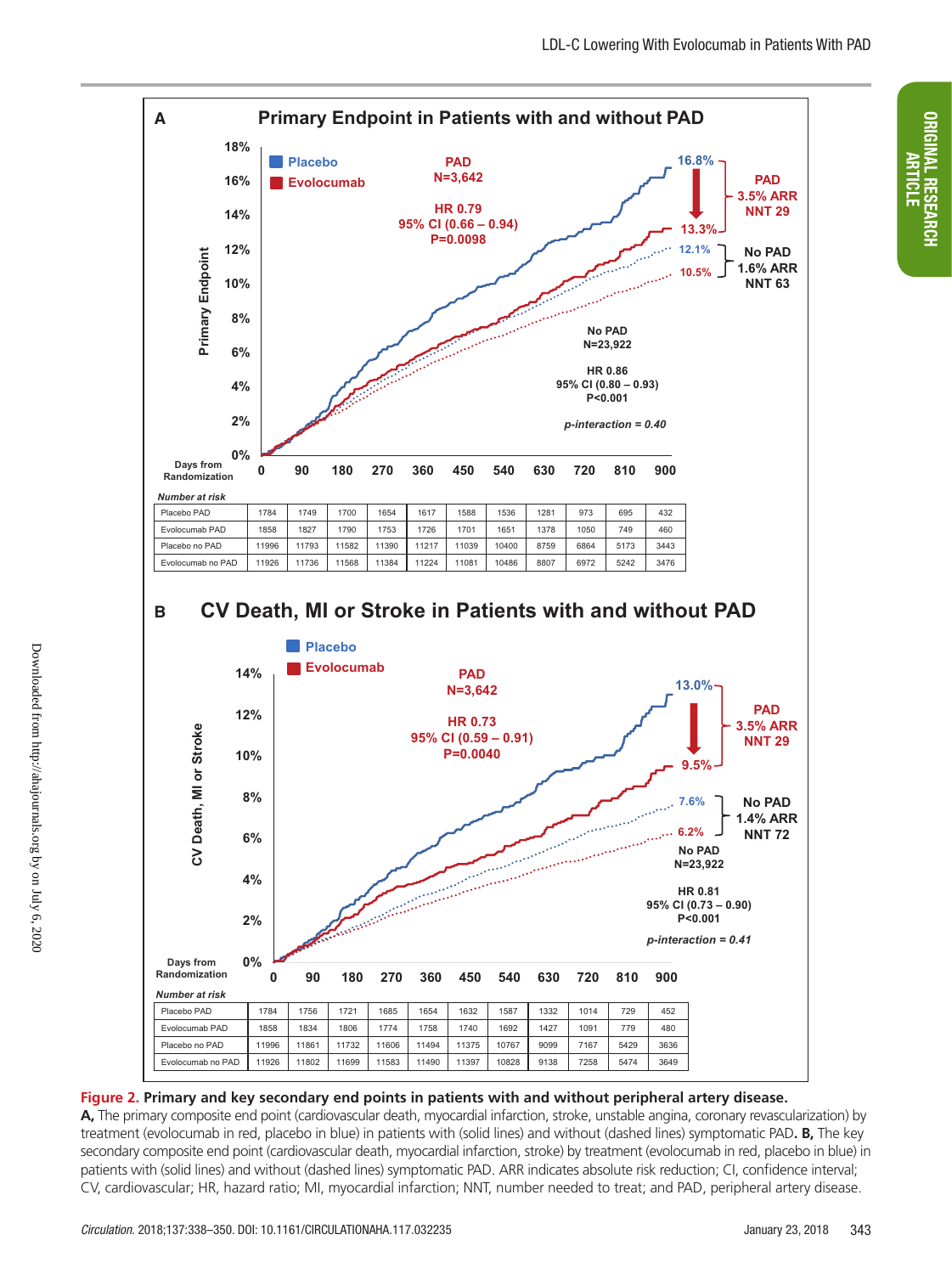**A** **Primary Endpoint in Patients with and without PAD**

| Number at risk | 0 | 90 | 180 | 270 | 360 | 450 | 540 | 630 | 720 | 810 | 900 |
|---|---|---|---|---|---|---|---|---|---|---|---|
| Placebo PAD | 1784 | 1749 | 1700 | 1654 | 1617 | 1588 | 1536 | 1281 | 973 | 695 | 432 |
| Evolocumab PAD | 1858 | 1827 | 1790 | 1753 | 1726 | 1701 | 1651 | 1378 | 1050 | 749 | 460 |
| Placebo no PAD | 11996 | 11793 | 11582 | 11390 | 11217 | 11039 | 10400 | 8759 | 6864 | 5173 | 3443 |
| Evolocumab no PAD | 11926 | 11736 | 11568 | 11384 | 11224 | 11081 | 10486 | 8807 | 6972 | 5242 | 3476 |

**B** **CV Death, MI or Stroke in Patients with and without PAD**

| Number at risk | 0 | 90 | 180 | 270 | 360 | 450 | 540 | 630 | 720 | 810 | 900 |
|---|---|---|---|---|---|---|---|---|---|---|---|
| Placebo PAD | 1784 | 1756 | 1721 | 1685 | 1654 | 1632 | 1587 | 1332 | 1014 | 729 | 452 |
| Evolocumab PAD | 1858 | 1834 | 1806 | 1774 | 1758 | 1740 | 1692 | 1427 | 1091 | 779 | 480 |
| Placebo no PAD | 11996 | 11861 | 11732 | 11606 | 11494 | 11375 | 10767 | 9099 | 7167 | 5429 | 3636 |
| Evolocumab no PAD | 11926 | 11802 | 11699 | 11583 | 11490 | 11397 | 10828 | 9138 | 7258 | 5474 | 3649 |

**Figure 2. Primary and key secondary end points in patients with and without peripheral artery disease.**
**A,** The primary composite end point (cardiovascular death, myocardial infarction, stroke, unstable angina, coronary revascularization) by treatment (evolocumab in red, placebo in blue) in patients with (solid lines) and without (dashed lines) symptomatic PAD. **B,** The key secondary composite end point (cardiovascular death, myocardial infarction, stroke) by treatment (evolocumab in red, placebo in blue) in patients with (solid lines) and without (dashed lines) symptomatic PAD. ARR indicates absolute risk reduction; CI, confidence interval; CV, cardiovascular; HR, hazard ratio; MI, myocardial infarction; NNT, number needed to treat; and PAD, peripheral artery disease.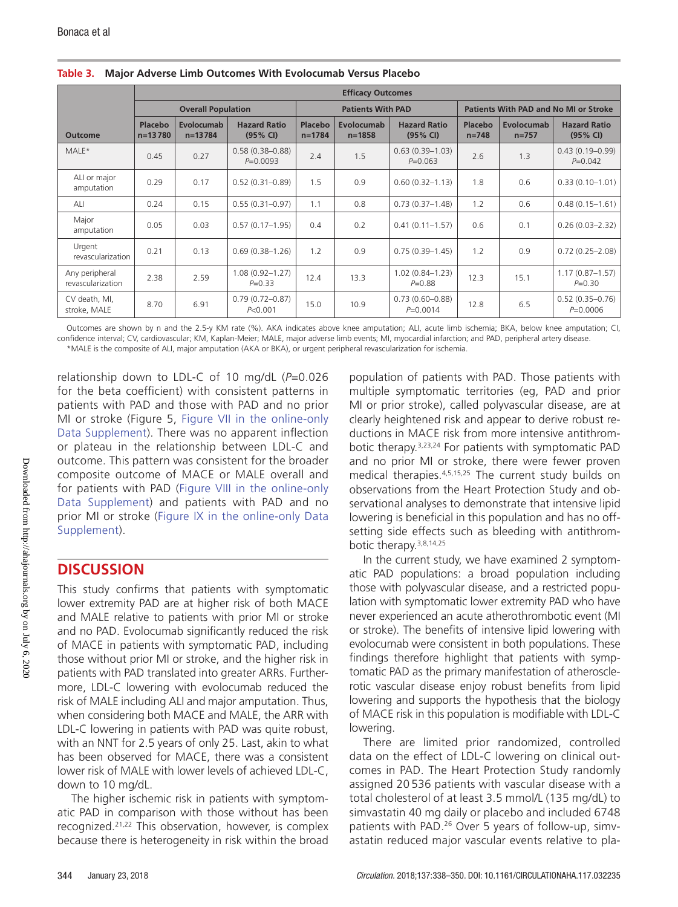**Table 3. Major Adverse Limb Outcomes With Evolocumab Versus Placebo**

| Outcome | Efficacy Outcomes | | | | | | | | |
|---|---|---|---|---|---|---|---|---|---|
| | Overall Population | | | Patients With PAD | | | Patients With PAD and No MI or Stroke | | |
| | Placebo n=13 780 | Evolocumab n=13 784 | Hazard Ratio (95% CI) | Placebo n=1784 | Evolocumab n=1858 | Hazard Ratio (95% CI) | Placebo n=748 | Evolocumab n=757 | Hazard Ratio (95% CI) |
| MALE* | 0.45 | 0.27 | 0.58 (0.38–0.88) P=0.0093 | 2.4 | 1.5 | 0.63 (0.39–1.03) P=0.063 | 2.6 | 1.3 | 0.43 (0.19–0.99) P=0.042 |
| ALI or major amputation | 0.29 | 0.17 | 0.52 (0.31–0.89) | 1.5 | 0.9 | 0.60 (0.32–1.13) | 1.8 | 0.6 | 0.33 (0.10–1.01) |
| ALI | 0.24 | 0.15 | 0.55 (0.31–0.97) | 1.1 | 0.8 | 0.73 (0.37–1.48) | 1.2 | 0.6 | 0.48 (0.15–1.61) |
| Major amputation | 0.05 | 0.03 | 0.57 (0.17–1.95) | 0.4 | 0.2 | 0.41 (0.11–1.57) | 0.6 | 0.1 | 0.26 (0.03–2.32) |
| Urgent revascularization | 0.21 | 0.13 | 0.69 (0.38–1.26) | 1.2 | 0.9 | 0.75 (0.39–1.45) | 1.2 | 0.9 | 0.72 (0.25–2.08) |
| Any peripheral revascularization | 2.38 | 2.59 | 1.08 (0.92–1.27) P=0.33 | 12.4 | 13.3 | 1.02 (0.84–1.23) P=0.88 | 12.3 | 15.1 | 1.17 (0.87–1.57) P=0.30 |
| CV death, MI, stroke, MALE | 8.70 | 6.91 | 0.79 (0.72–0.87) P<0.001 | 15.0 | 10.9 | 0.73 (0.60–0.88) P=0.0014 | 12.8 | 6.5 | 0.52 (0.35–0.76) P=0.0006 |

Outcomes are shown by n and the 2.5-y KM rate (%). AKA indicates above knee amputation; ALI, acute limb ischemia; BKA, below knee amputation; CI, confidence interval; CV, cardiovascular; KM, Kaplan-Meier; MALE, major adverse limb events; MI, myocardial infarction; and PAD, peripheral artery disease.
*MALE is the composite of ALI, major amputation (AKA or BKA), or urgent peripheral revascularization for ischemia.

relationship down to LDL-C of 10 mg/dL (*P*=0.026 for the beta coefficient) with consistent patterns in patients with PAD and those with PAD and no prior MI or stroke (Figure 5, Figure VII in the online-only Data Supplement). There was no apparent inflection or plateau in the relationship between LDL-C and outcome. This pattern was consistent for the broader composite outcome of MACE or MALE overall and for patients with PAD (Figure VIII in the online-only Data Supplement) and patients with PAD and no prior MI or stroke (Figure IX in the online-only Data Supplement).

## DISCUSSION

This study confirms that patients with symptomatic lower extremity PAD are at higher risk of both MACE and MALE relative to patients with prior MI or stroke and no PAD. Evolocumab significantly reduced the risk of MACE in patients with symptomatic PAD, including those without prior MI or stroke, and the higher risk in patients with PAD translated into greater ARRs. Furthermore, LDL-C lowering with evolocumab reduced the risk of MALE including ALI and major amputation. Thus, when considering both MACE and MALE, the ARR with LDL-C lowering in patients with PAD was quite robust, with an NNT for 2.5 years of only 25. Last, akin to what has been observed for MACE, there was a consistent lower risk of MALE with lower levels of achieved LDL-C, down to 10 mg/dL.

The higher ischemic risk in patients with symptomatic PAD in comparison with those without has been recognized.[21,22] This observation, however, is complex because there is heterogeneity in risk within the broad population of patients with PAD. Those patients with multiple symptomatic territories (eg, PAD and prior MI or prior stroke), called polyvascular disease, are at clearly heightened risk and appear to derive robust reductions in MACE risk from more intensive antithrombotic therapy.[3,23,24] For patients with symptomatic PAD and no prior MI or stroke, there were fewer proven medical therapies.[4,5,15,25] The current study builds on observations from the Heart Protection Study and observational analyses to demonstrate that intensive lipid lowering is beneficial in this population and has no offsetting side effects such as bleeding with antithrombotic therapy.[3,8,14,25]

In the current study, we have examined 2 symptomatic PAD populations: a broad population including those with polyvascular disease, and a restricted population with symptomatic lower extremity PAD who have never experienced an acute atherothrombotic event (MI or stroke). The benefits of intensive lipid lowering with evolocumab were consistent in both populations. These findings therefore highlight that patients with symptomatic PAD as the primary manifestation of atherosclerotic vascular disease enjoy robust benefits from lipid lowering and supports the hypothesis that the biology of MACE risk in this population is modifiable with LDL-C lowering.

There are limited prior randomized, controlled data on the effect of LDL-C lowering on clinical outcomes in PAD. The Heart Protection Study randomly assigned 20 536 patients with vascular disease with a total cholesterol of at least 3.5 mmol/L (135 mg/dL) to simvastatin 40 mg daily or placebo and included 6748 patients with PAD.[26] Over 5 years of follow-up, simvastatin reduced major vascular events relative to pla-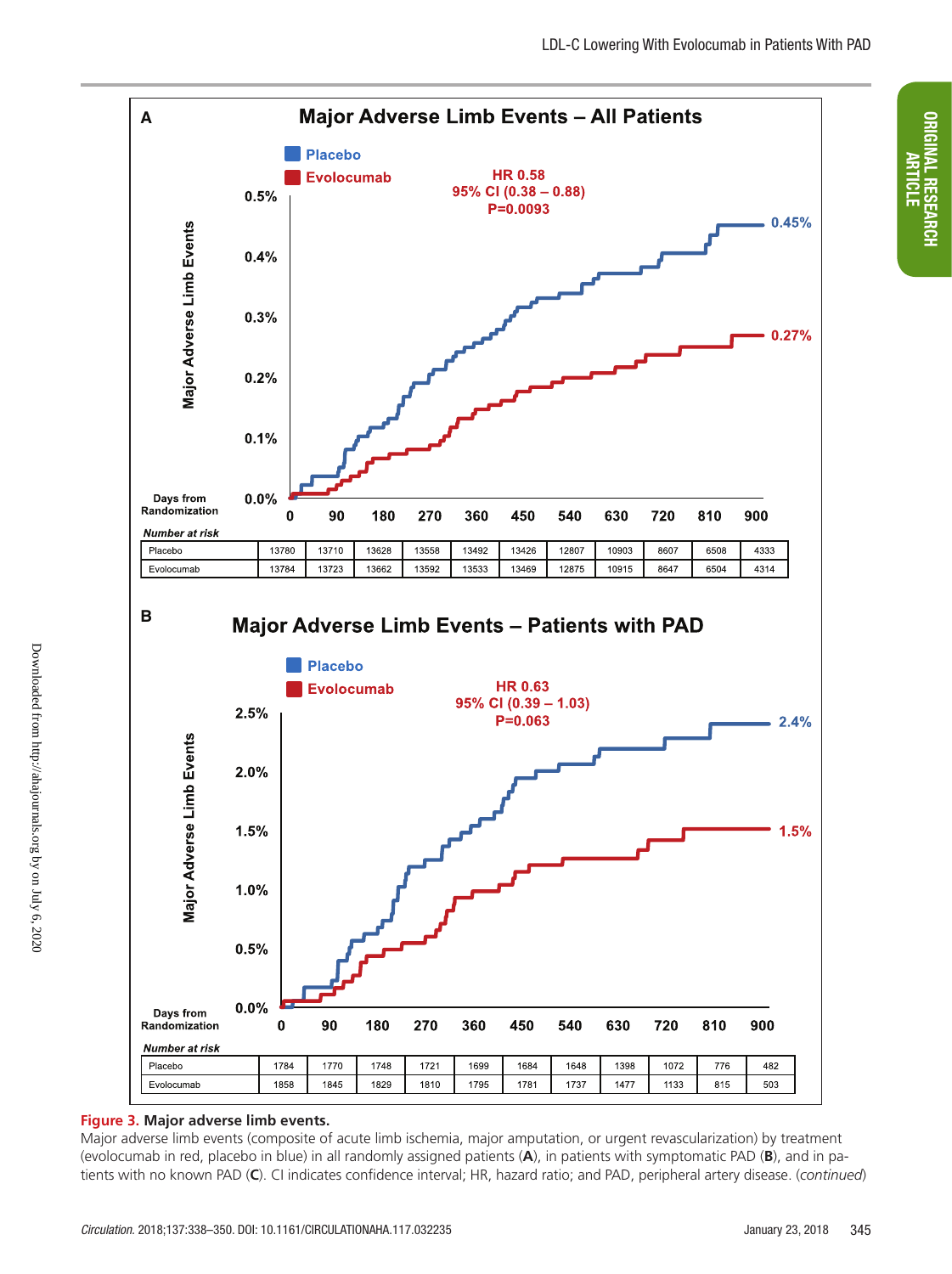**A**

**Major Adverse Limb Events – All Patients**

Placebo
Evolocumab

HR 0.58
95% CI (0.38 – 0.88)
P=0.0093

Placebo: 0.45%
Evolocumab: 0.27%

*Number at risk*

| Days from Randomization | 0 | 90 | 180 | 270 | 360 | 450 | 540 | 630 | 720 | 810 | 900 |
|---|---|---|---|---|---|---|---|---|---|---|---|
| Placebo | 13780 | 13710 | 13628 | 13558 | 13492 | 13426 | 12807 | 10903 | 8607 | 6508 | 4333 |
| Evolocumab | 13784 | 13723 | 13662 | 13592 | 13533 | 13469 | 12875 | 10915 | 8647 | 6504 | 4314 |

**B**

**Major Adverse Limb Events – Patients with PAD**

Placebo
Evolocumab

HR 0.63
95% CI (0.39 – 1.03)
P=0.063

Placebo: 2.4%
Evolocumab: 1.5%

*Number at risk*

| Days from Randomization | 0 | 90 | 180 | 270 | 360 | 450 | 540 | 630 | 720 | 810 | 900 |
|---|---|---|---|---|---|---|---|---|---|---|---|
| Placebo | 1784 | 1770 | 1748 | 1721 | 1699 | 1684 | 1648 | 1398 | 1072 | 776 | 482 |
| Evolocumab | 1858 | 1845 | 1829 | 1810 | 1795 | 1781 | 1737 | 1477 | 1133 | 815 | 503 |

**Figure 3. Major adverse limb events.**
Major adverse limb events (composite of acute limb ischemia, major amputation, or urgent revascularization) by treatment (evolocumab in red, placebo in blue) in all randomly assigned patients (**A**), in patients with symptomatic PAD (**B**), and in patients with no known PAD (**C**). CI indicates confidence interval; HR, hazard ratio; and PAD, peripheral artery disease. (*continued*)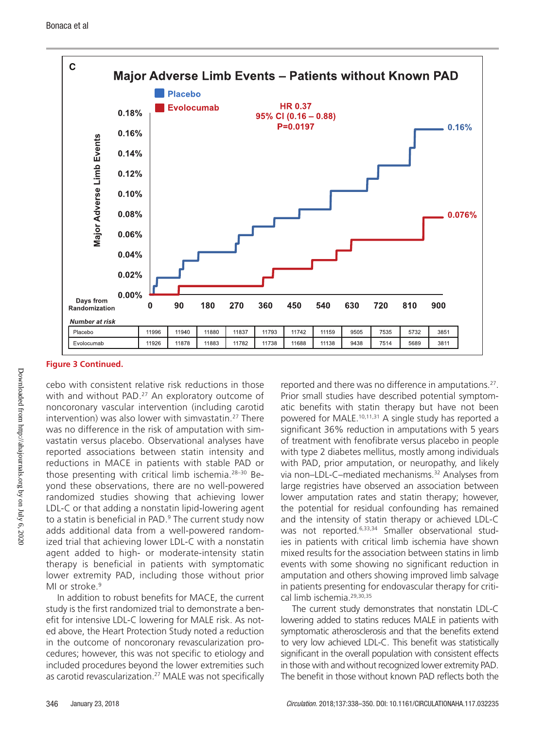**C**

**Major Adverse Limb Events – Patients without Known PAD**

Placebo
Evolocumab

HR 0.37
95% CI (0.16 – 0.88)
P=0.0197

0.16%
0.076%

Major Adverse Limb Events

Days from Randomization

*Number at risk*

| Days from Randomization | 0 | 90 | 180 | 270 | 360 | 450 | 540 | 630 | 720 | 810 | 900 |
|---|---|---|---|---|---|---|---|---|---|---|---|
| Placebo | 11996 | 11940 | 11880 | 11837 | 11793 | 11742 | 11159 | 9505 | 7535 | 5732 | 3851 |
| Evolocumab | 11926 | 11878 | 11883 | 11782 | 11738 | 11688 | 11138 | 9438 | 7514 | 5689 | 3811 |

**Figure 3 Continued.**

cebo with consistent relative risk reductions in those with and without PAD.[27] An exploratory outcome of noncoronary vascular intervention (including carotid intervention) was also lower with simvastatin.[27] There was no difference in the risk of amputation with simvastatin versus placebo. Observational analyses have reported associations between statin intensity and reductions in MACE in patients with stable PAD or those presenting with critical limb ischemia.[28–30] Beyond these observations, there are no well-powered randomized studies showing that achieving lower LDL-C or that adding a nonstatin lipid-lowering agent to a statin is beneficial in PAD.[9] The current study now adds additional data from a well-powered randomized trial that achieving lower LDL-C with a nonstatin agent added to high- or moderate-intensity statin therapy is beneficial in patients with symptomatic lower extremity PAD, including those without prior MI or stroke.[9]

In addition to robust benefits for MACE, the current study is the first randomized trial to demonstrate a benefit for intensive LDL-C lowering for MALE risk. As noted above, the Heart Protection Study noted a reduction in the outcome of noncoronary revascularization procedures; however, this was not specific to etiology and included procedures beyond the lower extremities such as carotid revascularization.[27] MALE was not specifically reported and there was no difference in amputations.[27]. Prior small studies have described potential symptomatic benefits with statin therapy but have not been powered for MALE.[10,11,31] A single study has reported a significant 36% reduction in amputations with 5 years of treatment with fenofibrate versus placebo in people with type 2 diabetes mellitus, mostly among individuals with PAD, prior amputation, or neuropathy, and likely via non–LDL-C–mediated mechanisms.[32] Analyses from large registries have observed an association between lower amputation rates and statin therapy; however, the potential for residual confounding has remained and the intensity of statin therapy or achieved LDL-C was not reported.[6,33,34] Smaller observational studies in patients with critical limb ischemia have shown mixed results for the association between statins in limb events with some showing no significant reduction in amputation and others showing improved limb salvage in patients presenting for endovascular therapy for critical limb ischemia.[29,30,35]

The current study demonstrates that nonstatin LDL-C lowering added to statins reduces MALE in patients with symptomatic atherosclerosis and that the benefits extend to very low achieved LDL-C. This benefit was statistically significant in the overall population with consistent effects in those with and without recognized lower extremity PAD. The benefit in those without known PAD reflects both the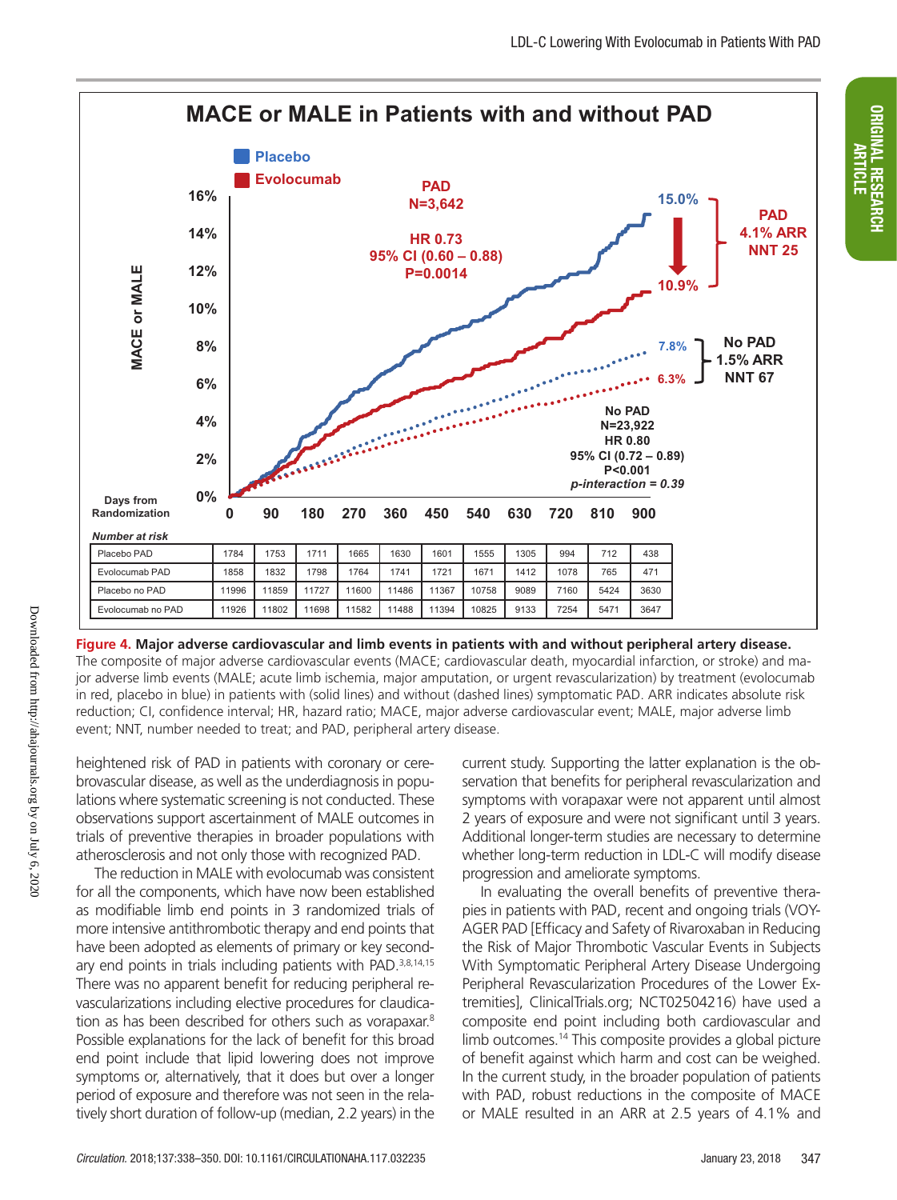**MACE or MALE in Patients with and without PAD**

*Number at risk*

| Days from Randomization | 0 | 90 | 180 | 270 | 360 | 450 | 540 | 630 | 720 | 810 | 900 |
|---|---|---|---|---|---|---|---|---|---|---|---|
| Placebo PAD | 1784 | 1753 | 1711 | 1665 | 1630 | 1601 | 1555 | 1305 | 994 | 712 | 438 |
| Evolocumab PAD | 1858 | 1832 | 1798 | 1764 | 1741 | 1721 | 1671 | 1412 | 1078 | 765 | 471 |
| Placebo no PAD | 11996 | 11859 | 11727 | 11600 | 11486 | 11367 | 10758 | 9089 | 7160 | 5424 | 3630 |
| Evolocumab no PAD | 11926 | 11802 | 11698 | 11582 | 11488 | 11394 | 10825 | 9133 | 7254 | 5471 | 3647 |

**Figure 4. Major adverse cardiovascular and limb events in patients with and without peripheral artery disease.**
The composite of major adverse cardiovascular events (MACE; cardiovascular death, myocardial infarction, or stroke) and major adverse limb events (MALE; acute limb ischemia, major amputation, or urgent revascularization) by treatment (evolocumab in red, placebo in blue) in patients with (solid lines) and without (dashed lines) symptomatic PAD. ARR indicates absolute risk reduction; CI, confidence interval; HR, hazard ratio; MACE, major adverse cardiovascular event; MALE, major adverse limb event; NNT, number needed to treat; and PAD, peripheral artery disease.

heightened risk of PAD in patients with coronary or cerebrovascular disease, as well as the underdiagnosis in populations where systematic screening is not conducted. These observations support ascertainment of MALE outcomes in trials of preventive therapies in broader populations with atherosclerosis and not only those with recognized PAD.

The reduction in MALE with evolocumab was consistent for all the components, which have now been established as modifiable limb end points in 3 randomized trials of more intensive antithrombotic therapy and end points that have been adopted as elements of primary or key secondary end points in trials including patients with PAD.[3,8,14,15] There was no apparent benefit for reducing peripheral revascularizations including elective procedures for claudication as has been described for others such as vorapaxar.[8] Possible explanations for the lack of benefit for this broad end point include that lipid lowering does not improve symptoms or, alternatively, that it does but over a longer period of exposure and therefore was not seen in the relatively short duration of follow-up (median, 2.2 years) in the current study. Supporting the latter explanation is the observation that benefits for peripheral revascularization and symptoms with vorapaxar were not apparent until almost 2 years of exposure and were not significant until 3 years. Additional longer-term studies are necessary to determine whether long-term reduction in LDL-C will modify disease progression and ameliorate symptoms.

In evaluating the overall benefits of preventive therapies in patients with PAD, recent and ongoing trials (VOYAGER PAD [Efficacy and Safety of Rivaroxaban in Reducing the Risk of Major Thrombotic Vascular Events in Subjects With Symptomatic Peripheral Artery Disease Undergoing Peripheral Revascularization Procedures of the Lower Extremities], ClinicalTrials.org; NCT02504216) have used a composite end point including both cardiovascular and limb outcomes.[14] This composite provides a global picture of benefit against which harm and cost can be weighed. In the current study, in the broader population of patients with PAD, robust reductions in the composite of MACE or MALE resulted in an ARR at 2.5 years of 4.1% and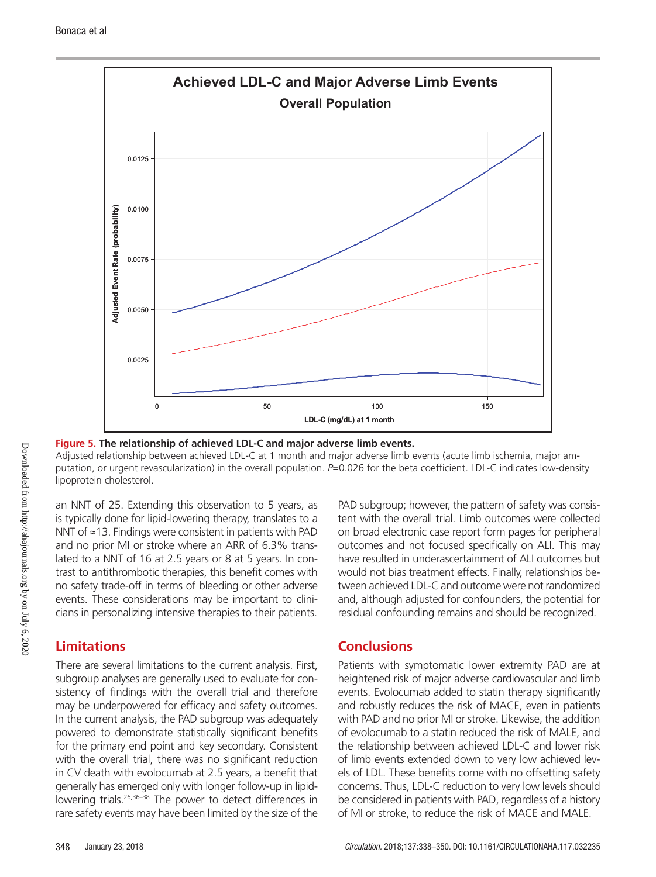**Figure 5. The relationship of achieved LDL-C and major adverse limb events.**
Adjusted relationship between achieved LDL-C at 1 month and major adverse limb events (acute limb ischemia, major amputation, or urgent revascularization) in the overall population. *P*=0.026 for the beta coefficient. LDL-C indicates low-density lipoprotein cholesterol.

an NNT of 25. Extending this observation to 5 years, as is typically done for lipid-lowering therapy, translates to a NNT of ≈13. Findings were consistent in patients with PAD and no prior MI or stroke where an ARR of 6.3% translated to a NNT of 16 at 2.5 years or 8 at 5 years. In contrast to antithrombotic therapies, this benefit comes with no safety trade-off in terms of bleeding or other adverse events. These considerations may be important to clinicians in personalizing intensive therapies to their patients.

## Limitations

There are several limitations to the current analysis. First, subgroup analyses are generally used to evaluate for consistency of findings with the overall trial and therefore may be underpowered for efficacy and safety outcomes. In the current analysis, the PAD subgroup was adequately powered to demonstrate statistically significant benefits for the primary end point and key secondary. Consistent with the overall trial, there was no significant reduction in CV death with evolocumab at 2.5 years, a benefit that generally has emerged only with longer follow-up in lipid-lowering trials.[26,36–38] The power to detect differences in rare safety events may have been limited by the size of the PAD subgroup; however, the pattern of safety was consistent with the overall trial. Limb outcomes were collected on broad electronic case report form pages for peripheral outcomes and not focused specifically on ALI. This may have resulted in underascertainment of ALI outcomes but would not bias treatment effects. Finally, relationships between achieved LDL-C and outcome were not randomized and, although adjusted for confounders, the potential for residual confounding remains and should be recognized.

## Conclusions

Patients with symptomatic lower extremity PAD are at heightened risk of major adverse cardiovascular and limb events. Evolocumab added to statin therapy significantly and robustly reduces the risk of MACE, even in patients with PAD and no prior MI or stroke. Likewise, the addition of evolocumab to a statin reduced the risk of MALE, and the relationship between achieved LDL-C and lower risk of limb events extended down to very low achieved levels of LDL. These benefits come with no offsetting safety concerns. Thus, LDL-C reduction to very low levels should be considered in patients with PAD, regardless of a history of MI or stroke, to reduce the risk of MACE and MALE.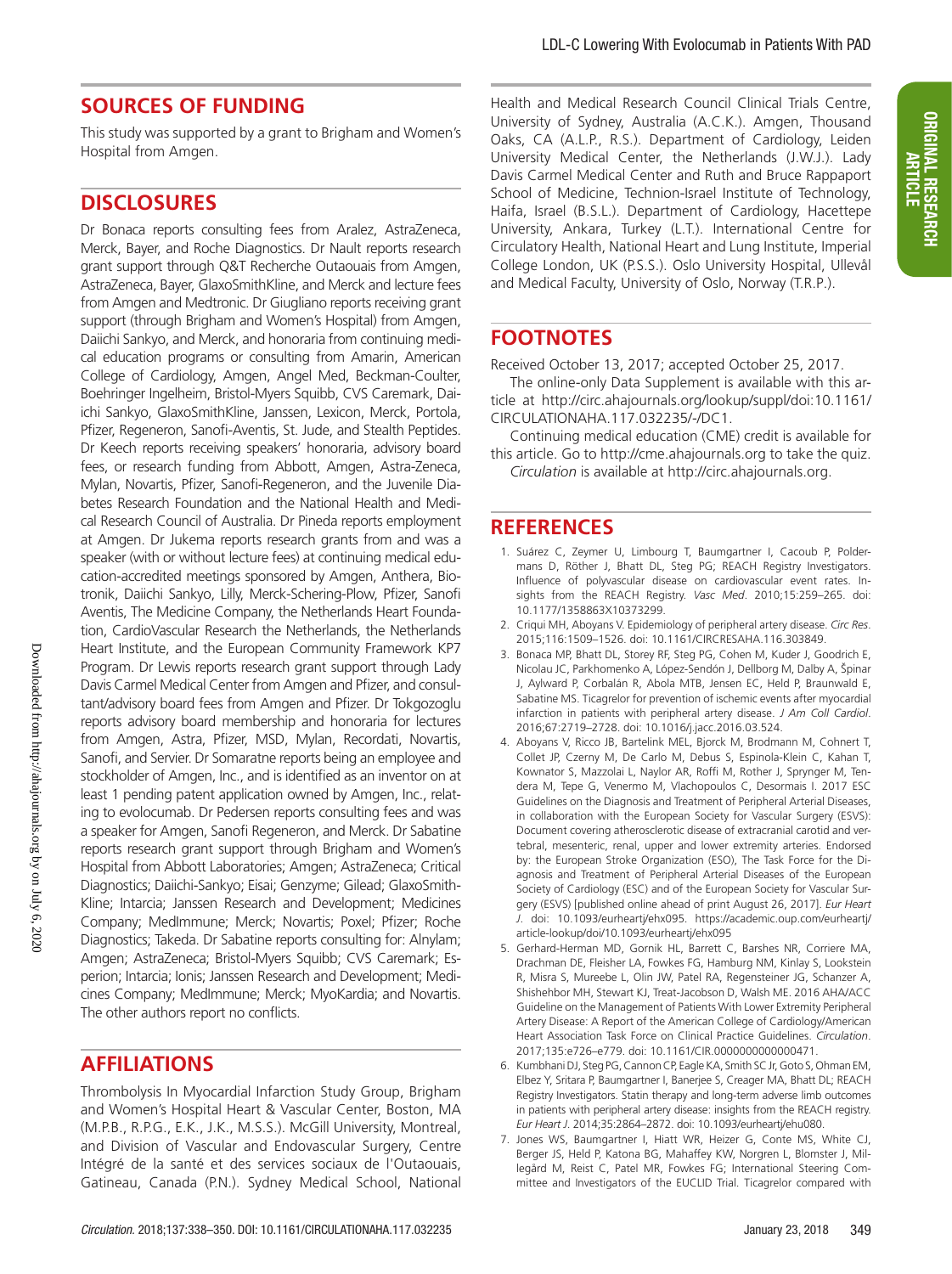## SOURCES OF FUNDING

This study was supported by a grant to Brigham and Women's Hospital from Amgen.

## DISCLOSURES

Dr Bonaca reports consulting fees from Aralez, AstraZeneca, Merck, Bayer, and Roche Diagnostics. Dr Nault reports research grant support through Q&T Recherche Outaouais from Amgen, AstraZeneca, Bayer, GlaxoSmithKline, and Merck and lecture fees from Amgen and Medtronic. Dr Giugliano reports receiving grant support (through Brigham and Women's Hospital) from Amgen, Daiichi Sankyo, and Merck, and honoraria from continuing medical education programs or consulting from Amarin, American College of Cardiology, Amgen, Angel Med, Beckman-Coulter, Boehringer Ingelheim, Bristol-Myers Squibb, CVS Caremark, Daiichi Sankyo, GlaxoSmithKline, Janssen, Lexicon, Merck, Portola, Pfizer, Regeneron, Sanofi-Aventis, St. Jude, and Stealth Peptides. Dr Keech reports receiving speakers' honoraria, advisory board fees, or research funding from Abbott, Amgen, Astra-Zeneca, Mylan, Novartis, Pfizer, Sanofi-Regeneron, and the Juvenile Diabetes Research Foundation and the National Health and Medical Research Council of Australia. Dr Pineda reports employment at Amgen. Dr Jukema reports research grants from and was a speaker (with or without lecture fees) at continuing medical education-accredited meetings sponsored by Amgen, Anthera, Biotronik, Daiichi Sankyo, Lilly, Merck-Schering-Plow, Pfizer, Sanofi Aventis, The Medicine Company, the Netherlands Heart Foundation, CardioVascular Research the Netherlands, the Netherlands Heart Institute, and the European Community Framework KP7 Program. Dr Lewis reports research grant support through Lady Davis Carmel Medical Center from Amgen and Pfizer, and consultant/advisory board fees from Amgen and Pfizer. Dr Tokgozoglu reports advisory board membership and honoraria for lectures from Amgen, Astra, Pfizer, MSD, Mylan, Recordati, Novartis, Sanofi, and Servier. Dr Somaratne reports being an employee and stockholder of Amgen, Inc., and is identified as an inventor on at least 1 pending patent application owned by Amgen, Inc., relating to evolocumab. Dr Pedersen reports consulting fees and was a speaker for Amgen, Sanofi Regeneron, and Merck. Dr Sabatine reports research grant support through Brigham and Women's Hospital from Abbott Laboratories; Amgen; AstraZeneca; Critical Diagnostics; Daiichi-Sankyo; Eisai; Genzyme; Gilead; GlaxoSmithKline; Intarcia; Janssen Research and Development; Medicines Company; MedImmune; Merck; Novartis; Poxel; Pfizer; Roche Diagnostics; Takeda. Dr Sabatine reports consulting for: Alnylam; Amgen; AstraZeneca; Bristol-Myers Squibb; CVS Caremark; Esperion; Intarcia; Ionis; Janssen Research and Development; Medicines Company; MedImmune; Merck; MyoKardia; and Novartis. The other authors report no conflicts.

## AFFILIATIONS

Thrombolysis In Myocardial Infarction Study Group, Brigham and Women's Hospital Heart & Vascular Center, Boston, MA (M.P.B., R.P.G., E.K., J.K., M.S.S.). McGill University, Montreal, and Division of Vascular and Endovascular Surgery, Centre Intégré de la santé et des services sociaux de l'Outaouais, Gatineau, Canada (P.N.). Sydney Medical School, National Health and Medical Research Council Clinical Trials Centre, University of Sydney, Australia (A.C.K.). Amgen, Thousand Oaks, CA (A.L.P., R.S.). Department of Cardiology, Leiden University Medical Center, the Netherlands (J.W.J.). Lady Davis Carmel Medical Center and Ruth and Bruce Rappaport School of Medicine, Technion-Israel Institute of Technology, Haifa, Israel (B.S.L.). Department of Cardiology, Hacettepe University, Ankara, Turkey (L.T.). International Centre for Circulatory Health, National Heart and Lung Institute, Imperial College London, UK (P.S.S.). Oslo University Hospital, Ullevål and Medical Faculty, University of Oslo, Norway (T.R.P.).

## FOOTNOTES

Received October 13, 2017; accepted October 25, 2017.

The online-only Data Supplement is available with this article at http://circ.ahajournals.org/lookup/suppl/doi:10.1161/CIRCULATIONAHA.117.032235/-/DC1.

Continuing medical education (CME) credit is available for this article. Go to http://cme.ahajournals.org to take the quiz.

*Circulation* is available at http://circ.ahajournals.org.

## REFERENCES

1. Suárez C, Zeymer U, Limbourg T, Baumgartner I, Cacoub P, Poldermans D, Röther J, Bhatt DL, Steg PG; REACH Registry Investigators. Influence of polyvascular disease on cardiovascular event rates. Insights from the REACH Registry. *Vasc Med*. 2010;15:259–265. doi: 10.1177/1358863X10373299.
2. Criqui MH, Aboyans V. Epidemiology of peripheral artery disease. *Circ Res*. 2015;116:1509–1526. doi: 10.1161/CIRCRESAHA.116.303849.
3. Bonaca MP, Bhatt DL, Storey RF, Steg PG, Cohen M, Kuder J, Goodrich E, Nicolau JC, Parkhomenko A, López-Sendón J, Dellborg M, Dalby A, Špinar J, Aylward P, Corbalán R, Abola MTB, Jensen EC, Held P, Braunwald E, Sabatine MS. Ticagrelor for prevention of ischemic events after myocardial infarction in patients with peripheral artery disease. *J Am Coll Cardiol*. 2016;67:2719–2728. doi: 10.1016/j.jacc.2016.03.524.
4. Aboyans V, Ricco JB, Bartelink MEL, Bjorck M, Brodmann M, Cohnert T, Collet JP, Czerny M, De Carlo M, Debus S, Espinola-Klein C, Kahan T, Kownator S, Mazzolai L, Naylor AR, Roffi M, Rother J, Sprynger M, Tendera M, Tepe G, Venermo M, Vlachopoulos C, Desormais I. 2017 ESC Guidelines on the Diagnosis and Treatment of Peripheral Arterial Diseases, in collaboration with the European Society for Vascular Surgery (ESVS): Document covering atherosclerotic disease of extracranial carotid and vertebral, mesenteric, renal, upper and lower extremity arteries. Endorsed by: the European Stroke Organization (ESO), The Task Force for the Diagnosis and Treatment of Peripheral Arterial Diseases of the European Society of Cardiology (ESC) and of the European Society for Vascular Surgery (ESVS) [published online ahead of print August 26, 2017]. *Eur Heart J*. doi: 10.1093/eurheartj/ehx095. https://academic.oup.com/eurheartj/article-lookup/doi/10.1093/eurheartj/ehx095
5. Gerhard-Herman MD, Gornik HL, Barrett C, Barshes NR, Corriere MA, Drachman DE, Fleisher LA, Fowkes FG, Hamburg NM, Kinlay S, Lookstein R, Misra S, Mureebe L, Olin JW, Patel RA, Regensteiner JG, Schanzer A, Shishehbor MH, Stewart KJ, Treat-Jacobson D, Walsh ME. 2016 AHA/ACC Guideline on the Management of Patients With Lower Extremity Peripheral Artery Disease: A Report of the American College of Cardiology/American Heart Association Task Force on Clinical Practice Guidelines. *Circulation*. 2017;135:e726–e779. doi: 10.1161/CIR.0000000000000471.
6. Kumbhani DJ, Steg PG, Cannon CP, Eagle KA, Smith SC Jr, Goto S, Ohman EM, Elbez Y, Sritara P, Baumgartner I, Banerjee S, Creager MA, Bhatt DL; REACH Registry Investigators. Statin therapy and long-term adverse limb outcomes in patients with peripheral artery disease: insights from the REACH registry. *Eur Heart J*. 2014;35:2864–2872. doi: 10.1093/eurheartj/ehu080.
7. Jones WS, Baumgartner I, Hiatt WR, Heizer G, Conte MS, White CJ, Berger JS, Held P, Katona BG, Mahaffey KW, Norgren L, Blomster J, Millegård M, Reist C, Patel MR, Fowkes FG; International Steering Committee and Investigators of the EUCLID Trial. Ticagrelor compared with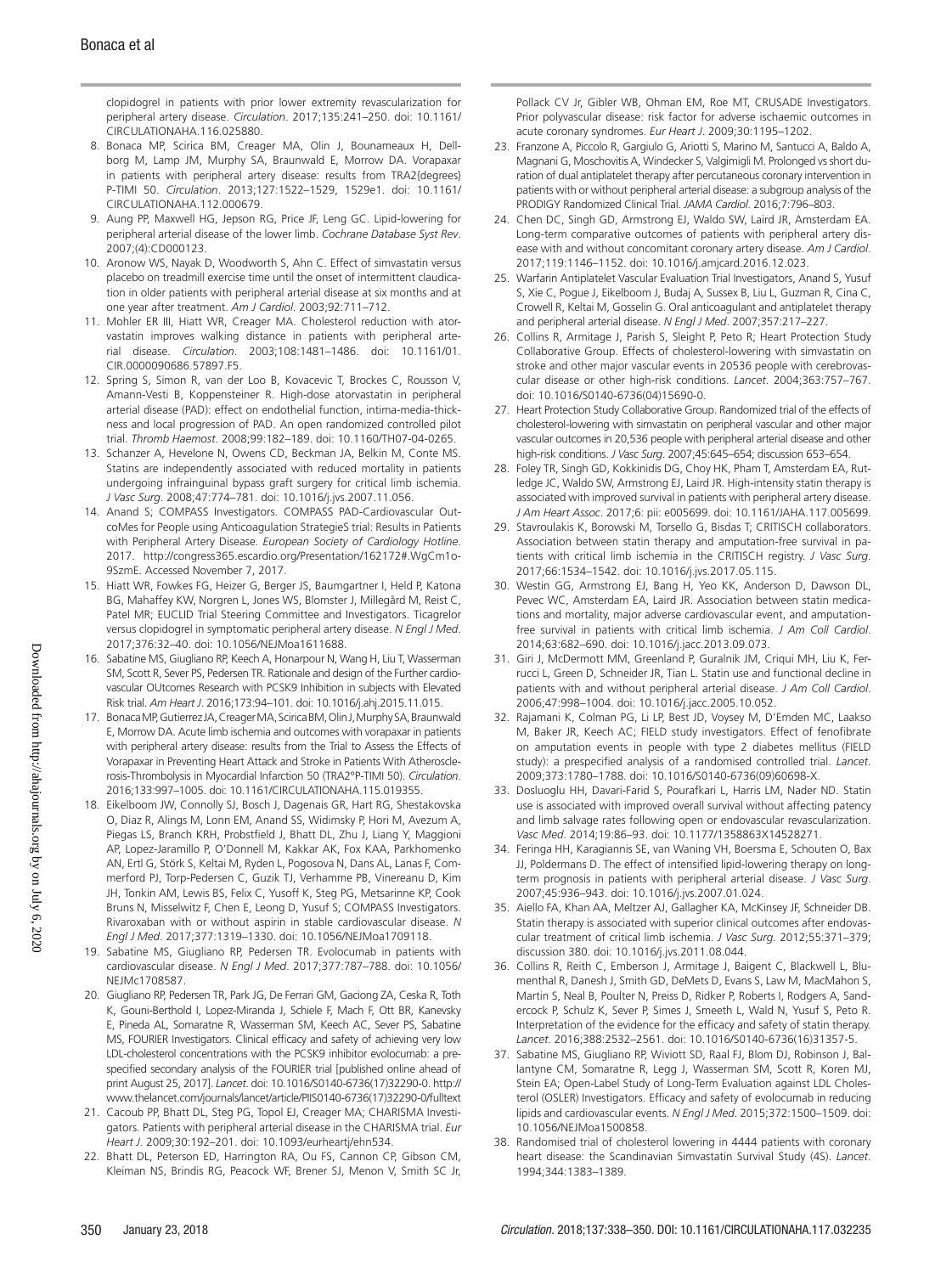clopidogrel in patients with prior lower extremity revascularization for peripheral artery disease. *Circulation*. 2017;135:241–250. doi: 10.1161/CIRCULATIONAHA.116.025880.

8. Bonaca MP, Scirica BM, Creager MA, Olin J, Bounameaux H, Dellborg M, Lamp JM, Murphy SA, Braunwald E, Morrow DA. Vorapaxar in patients with peripheral artery disease: results from TRA2{degrees}P-TIMI 50. *Circulation*. 2013;127:1522–1529, 1529e1. doi: 10.1161/CIRCULATIONAHA.112.000679.
9. Aung PP, Maxwell HG, Jepson RG, Price JF, Leng GC. Lipid-lowering for peripheral arterial disease of the lower limb. *Cochrane Database Syst Rev*. 2007;(4):CD000123.
10. Aronow WS, Nayak D, Woodworth S, Ahn C. Effect of simvastatin versus placebo on treadmill exercise time until the onset of intermittent claudication in older patients with peripheral arterial disease at six months and at one year after treatment. *Am J Cardiol*. 2003;92:711–712.
11. Mohler ER III, Hiatt WR, Creager MA. Cholesterol reduction with atorvastatin improves walking distance in patients with peripheral arterial disease. *Circulation*. 2003;108:1481–1486. doi: 10.1161/01.CIR.0000090686.57897.F5.
12. Spring S, Simon R, van der Loo B, Kovacevic T, Brockes C, Rousson V, Amann-Vesti B, Koppensteiner R. High-dose atorvastatin in peripheral arterial disease (PAD): effect on endothelial function, intima-media-thickness and local progression of PAD. An open randomized controlled pilot trial. *Thromb Haemost*. 2008;99:182–189. doi: 10.1160/TH07-04-0265.
13. Schanzer A, Hevelone N, Owens CD, Beckman JA, Belkin M, Conte MS. Statins are independently associated with reduced mortality in patients undergoing infrainguinal bypass graft surgery for critical limb ischemia. *J Vasc Surg*. 2008;47:774–781. doi: 10.1016/j.jvs.2007.11.056.
14. Anand S; COMPASS Investigators. COMPASS PAD-Cardiovascular OutcoMes for People using Anticoagulation StrategieS trial: Results in Patients with Peripheral Artery Disease. *European Society of Cardiology Hotline*. 2017. http://congress365.escardio.org/Presentation/162172#.WgCm1o-9SzmE. Accessed November 7, 2017.
15. Hiatt WR, Fowkes FG, Heizer G, Berger JS, Baumgartner I, Held P, Katona BG, Mahaffey KW, Norgren L, Jones WS, Blomster J, Millegård M, Reist C, Patel MR; EUCLID Trial Steering Committee and Investigators. Ticagrelor versus clopidogrel in symptomatic peripheral artery disease. *N Engl J Med*. 2017;376:32–40. doi: 10.1056/NEJMoa1611688.
16. Sabatine MS, Giugliano RP, Keech A, Honarpour N, Wang H, Liu T, Wasserman SM, Scott R, Sever PS, Pedersen TR. Rationale and design of the Further cardiovascular OUtcomes Research with PCSK9 Inhibition in subjects with Elevated Risk trial. *Am Heart J*. 2016;173:94–101. doi: 10.1016/j.ahj.2015.11.015.
17. Bonaca MP, Gutierrez JA, Creager MA, Scirica BM, Olin J, Murphy SA, Braunwald E, Morrow DA. Acute limb ischemia and outcomes with vorapaxar in patients with peripheral artery disease: results from the Trial to Assess the Effects of Vorapaxar in Preventing Heart Attack and Stroke in Patients With Atherosclerosis-Thrombolysis in Myocardial Infarction 50 (TRA2°P-TIMI 50). *Circulation*. 2016;133:997–1005. doi: 10.1161/CIRCULATIONAHA.115.019355.
18. Eikelboom JW, Connolly SJ, Bosch J, Dagenais GR, Hart RG, Shestakovska O, Diaz R, Alings M, Lonn EM, Anand SS, Widimsky P, Hori M, Avezum A, Piegas LS, Branch KRH, Probstfield J, Bhatt DL, Zhu J, Liang Y, Maggioni AP, Lopez-Jaramillo P, O'Donnell M, Kakkar AK, Fox KAA, Parkhomenko AN, Ertl G, Störk S, Keltai M, Ryden L, Pogosova N, Dans AL, Lanas F, Commerford PJ, Torp-Pedersen C, Guzik TJ, Verhamme PB, Vinereanu D, Kim JH, Tonkin AM, Lewis BS, Felix C, Yusoff K, Steg PG, Metsarinne KP, Cook Bruns N, Misselwitz F, Chen E, Leong D, Yusuf S; COMPASS Investigators. Rivaroxaban with or without aspirin in stable cardiovascular disease. *N Engl J Med*. 2017;377:1319–1330. doi: 10.1056/NEJMoa1709118.
19. Sabatine MS, Giugliano RP, Pedersen TR. Evolocumab in patients with cardiovascular disease. *N Engl J Med*. 2017;377:787–788. doi: 10.1056/NEJMc1708587.
20. Giugliano RP, Pedersen TR, Park JG, De Ferrari GM, Gaciong ZA, Ceska R, Toth K, Gouni-Berthold I, Lopez-Miranda J, Schiele F, Mach F, Ott BR, Kanevsky E, Pineda AL, Somaratne R, Wasserman SM, Keech AC, Sever PS, Sabatine MS, FOURIER Investigators. Clinical efficacy and safety of achieving very low LDL-cholesterol concentrations with the PCSK9 inhibitor evolocumab: a prespecified secondary analysis of the FOURIER trial [published online ahead of print August 25, 2017]. *Lancet*. doi:10.1016/S0140-6736(17)32290-0. http://www.thelancet.com/journals/lancet/article/PIIS0140-6736(17)32290-0/fulltext
21. Cacoub PP, Bhatt DL, Steg PG, Topol EJ, Creager MA; CHARISMA Investigators. Patients with peripheral arterial disease in the CHARISMA trial. *Eur Heart J*. 2009;30:192–201. doi: 10.1093/eurheartj/ehn534.
22. Bhatt DL, Peterson ED, Harrington RA, Ou FS, Cannon CP, Gibson CM, Kleiman NS, Brindis RG, Peacock WF, Brener SJ, Menon V, Smith SC Jr, Pollack CV Jr, Gibler WB, Ohman EM, Roe MT, CRUSADE Investigators. Prior polyvascular disease: risk factor for adverse ischaemic outcomes in acute coronary syndromes. *Eur Heart J*. 2009;30:1195–1202.
23. Franzone A, Piccolo R, Gargiulo G, Ariotti S, Marino M, Santucci A, Baldo A, Magnani G, Moschovitis A, Windecker S, Valgimigli M. Prolonged vs short duration of dual antiplatelet therapy after percutaneous coronary intervention in patients with or without peripheral arterial disease: a subgroup analysis of the PRODIGY Randomized Clinical Trial. *JAMA Cardiol*. 2016;7:796–803.
24. Chen DC, Singh GD, Armstrong EJ, Waldo SW, Laird JR, Amsterdam EA. Long-term comparative outcomes of patients with peripheral artery disease with and without concomitant coronary artery disease. *Am J Cardiol*. 2017;119:1146–1152. doi: 10.1016/j.amjcard.2016.12.023.
25. Warfarin Antiplatelet Vascular Evaluation Trial Investigators, Anand S, Yusuf S, Xie C, Pogue J, Eikelboom J, Budaj A, Sussex B, Liu L, Guzman R, Cina C, Crowell R, Keltai M, Gosselin G. Oral anticoagulant and antiplatelet therapy and peripheral arterial disease. *N Engl J Med*. 2007;357:217–227.
26. Collins R, Armitage J, Parish S, Sleight P, Peto R; Heart Protection Study Collaborative Group. Effects of cholesterol-lowering with simvastatin on stroke and other major vascular events in 20536 people with cerebrovascular disease or other high-risk conditions. *Lancet*. 2004;363:757–767. doi: 10.1016/S0140-6736(04)15690-0.
27. Heart Protection Study Collaborative Group. Randomized trial of the effects of cholesterol-lowering with simvastatin on peripheral vascular and other major vascular outcomes in 20,536 people with peripheral arterial disease and other high-risk conditions. *J Vasc Surg*. 2007;45:645–654; discussion 653–654.
28. Foley TR, Singh GD, Kokkinidis DG, Choy HK, Pham T, Amsterdam EA, Rutledge JC, Waldo SW, Armstrong EJ, Laird JR. High-intensity statin therapy is associated with improved survival in patients with peripheral artery disease. *J Am Heart Assoc*. 2017;6: pii: e005699. doi: 10.1161/JAHA.117.005699.
29. Stavroulakis K, Borowski M, Torsello G, Bisdas T; CRITISCH collaborators. Association between statin therapy and amputation-free survival in patients with critical limb ischemia in the CRITISCH registry. *J Vasc Surg*. 2017;66:1534–1542. doi: 10.1016/j.jvs.2017.05.115.
30. Westin GG, Armstrong EJ, Bang H, Yeo KK, Anderson D, Dawson DL, Pevec WC, Amsterdam EA, Laird JR. Association between statin medications and mortality, major adverse cardiovascular event, and amputation-free survival in patients with critical limb ischemia. *J Am Coll Cardiol*. 2014;63:682–690. doi: 10.1016/j.jacc.2013.09.073.
31. Giri J, McDermott MM, Greenland P, Guralnik JM, Criqui MH, Liu K, Ferrucci L, Green D, Schneider JR, Tian L. Statin use and functional decline in patients with and without peripheral arterial disease. *J Am Coll Cardiol*. 2006;47:998–1004. doi: 10.1016/j.jacc.2005.10.052.
32. Rajamani K, Colman PG, Li LP, Best JD, Voysey M, D'Emden MC, Laakso M, Baker JR, Keech AC; FIELD study investigators. Effect of fenofibrate on amputation events in people with type 2 diabetes mellitus (FIELD study): a prespecified analysis of a randomised controlled trial. *Lancet*. 2009;373:1780–1788. doi: 10.1016/S0140-6736(09)60698-X.
33. Dosluoglu HH, Davari-Farid S, Pourafkari L, Harris LM, Nader ND. Statin use is associated with improved overall survival without affecting patency and limb salvage rates following open or endovascular revascularization. *Vasc Med*. 2014;19:86–93. doi: 10.1177/1358863X14528271.
34. Feringa HH, Karagiannis SE, van Waning VH, Boersma E, Schouten O, Bax JJ, Poldermans D. The effect of intensified lipid-lowering therapy on long-term prognosis in patients with peripheral arterial disease. *J Vasc Surg*. 2007;45:936–943. doi: 10.1016/j.jvs.2007.01.024.
35. Aiello FA, Khan AA, Meltzer AJ, Gallagher KA, McKinsey JF, Schneider DB. Statin therapy is associated with superior clinical outcomes after endovascular treatment of critical limb ischemia. *J Vasc Surg*. 2012;55:371–379; discussion 380. doi: 10.1016/j.jvs.2011.08.044.
36. Collins R, Reith C, Emberson J, Armitage J, Baigent C, Blackwell L, Blumenthal R, Danesh J, Smith GD, DeMets D, Evans S, Law M, MacMahon S, Martin S, Neal B, Poulter N, Preiss D, Ridker P, Roberts I, Rodgers A, Sandercock P, Schulz K, Sever P, Simes J, Smeeth L, Wald N, Yusuf S, Peto R. Interpretation of the evidence for the efficacy and safety of statin therapy. *Lancet*. 2016;388:2532–2561. doi: 10.1016/S0140-6736(16)31357-5.
37. Sabatine MS, Giugliano RP, Wiviott SD, Raal FJ, Blom DJ, Robinson J, Ballantyne CM, Somaratne R, Legg J, Wasserman SM, Scott R, Koren MJ, Stein EA; Open-Label Study of Long-Term Evaluation against LDL Cholesterol (OSLER) Investigators. Efficacy and safety of evolocumab in reducing lipids and cardiovascular events. *N Engl J Med*. 2015;372:1500–1509. doi: 10.1056/NEJMoa1500858.
38. Randomised trial of cholesterol lowering in 4444 patients with coronary heart disease: the Scandinavian Simvastatin Survival Study (4S). *Lancet*. 1994;344:1383–1389.